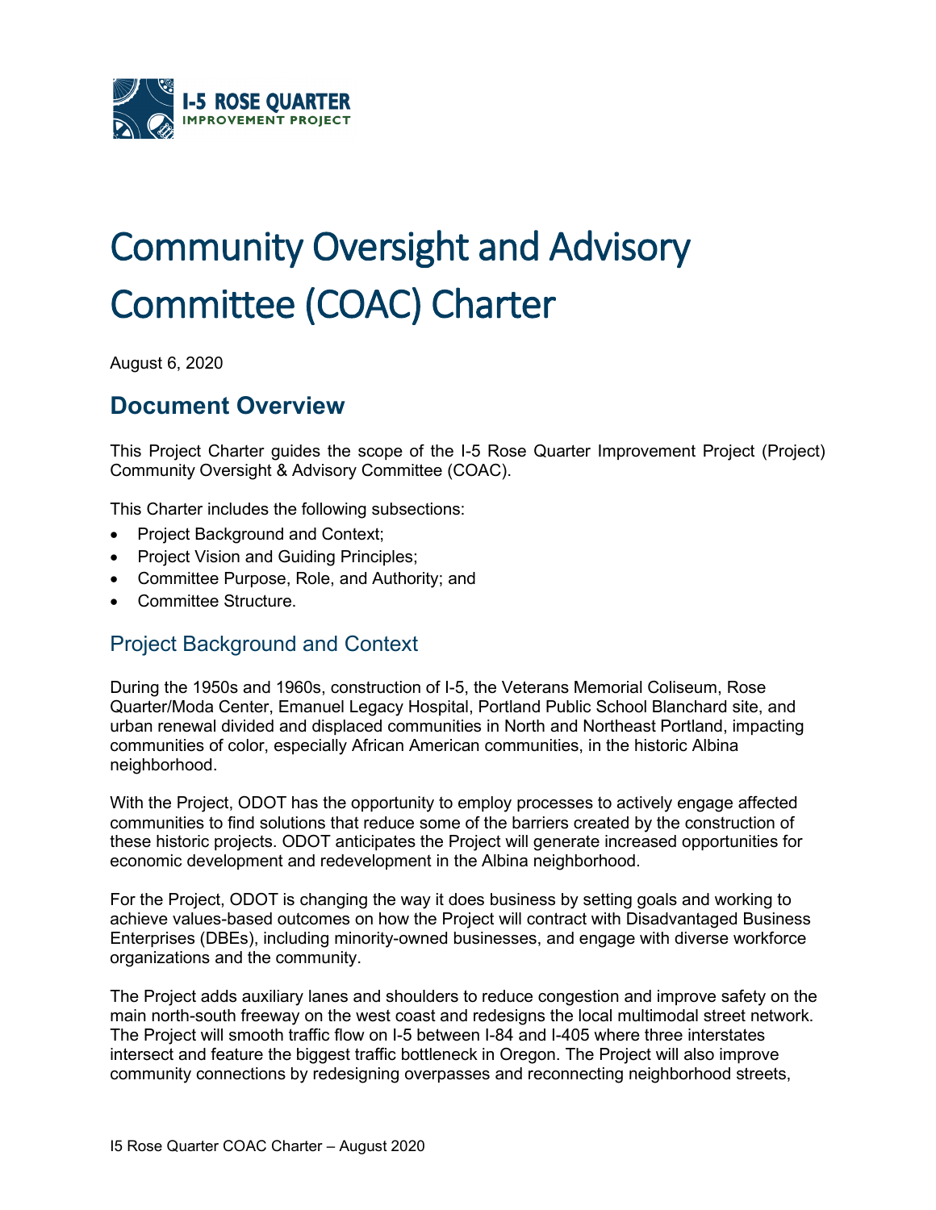# Community Oversight and Advisory Committee (COAC) Charter

August 6, 2020

## Document Overview

This Project Charter guides the scope of the I-5 Rose Quarter Improvement Project (Project) Community Oversight & Advisory Committee (COAC).

This Charter includes the following subsections:

- Project Background and Context;
- Project Vision and Guiding Principles;
- Committee Purpose, Role, and Authority; and
- Committee Structure.

### Project Background and Context

During the 1950s and 1960s, construction of I-5, the Veterans Memorial Coliseum, Rose Quarter/Moda Center, Emanuel Legacy Hospital, Portland Public School Blanchard site, and urban renewal divided and displaced communities in North and Northeast Portland, impacting communities of color, especially African American communities, in the historic Albina neighborhood.

With the Project, ODOT has the opportunity to employ processes to actively engage affected communities to find solutions that reduce some of the barriers created by the construction of these historic projects. ODOT anticipates the Project will generate increased opportunities for economic development and redevelopment in the Albina neighborhood.

For the Project, ODOT is changing the way it does business by setting goals and working to achieve values-based outcomes on how the Project will contract with Disadvantaged Business Enterprises (DBEs), including minority-owned businesses, and engage with diverse workforce organizations and the community.

The Project adds auxiliary lanes and shoulders to reduce congestion and improve safety on the main north-south freeway on the west coast and redesigns the local multimodal street network. The Project will smooth traffic flow on I-5 between I-84 and I-405 where three interstates intersect and feature the biggest traffic bottleneck in Oregon. The Project will also improve community connections by redesigning overpasses and reconnecting neighborhood streets,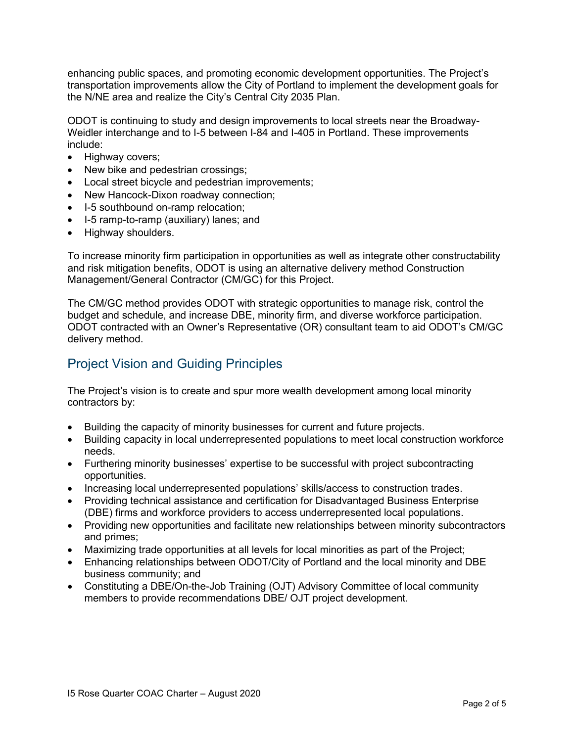enhancing public spaces, and promoting economic development opportunities. The Project's transportation improvements allow the City of Portland to implement the development goals for the N/NE area and realize the City's Central City 2035 Plan.

ODOT is continuing to study and design improvements to local streets near the Broadway-Weidler interchange and to I-5 between I-84 and I-405 in Portland. These improvements include:

- Highway covers;
- New bike and pedestrian crossings;
- Local street bicycle and pedestrian improvements;
- New Hancock-Dixon roadway connection;
- I-5 southbound on-ramp relocation;
- I-5 ramp-to-ramp (auxiliary) lanes; and
- Highway shoulders.

To increase minority firm participation in opportunities as well as integrate other constructability and risk mitigation benefits, ODOT is using an alternative delivery method Construction Management/General Contractor (CM/GC) for this Project.

The CM/GC method provides ODOT with strategic opportunities to manage risk, control the budget and schedule, and increase DBE, minority firm, and diverse workforce participation. ODOT contracted with an Owner's Representative (OR) consultant team to aid ODOT's CM/GC delivery method.

## Project Vision and Guiding Principles

The Project's vision is to create and spur more wealth development among local minority contractors by:

- Building the capacity of minority businesses for current and future projects.
- Building capacity in local underrepresented populations to meet local construction workforce needs.
- Furthering minority businesses' expertise to be successful with project subcontracting opportunities.
- Increasing local underrepresented populations' skills/access to construction trades.
- Providing technical assistance and certification for Disadvantaged Business Enterprise (DBE) firms and workforce providers to access underrepresented local populations.
- Providing new opportunities and facilitate new relationships between minority subcontractors and primes;
- Maximizing trade opportunities at all levels for local minorities as part of the Project;
- Enhancing relationships between ODOT/City of Portland and the local minority and DBE business community; and
- Constituting a DBE/On-the-Job Training (OJT) Advisory Committee of local community members to provide recommendations DBE/ OJT project development.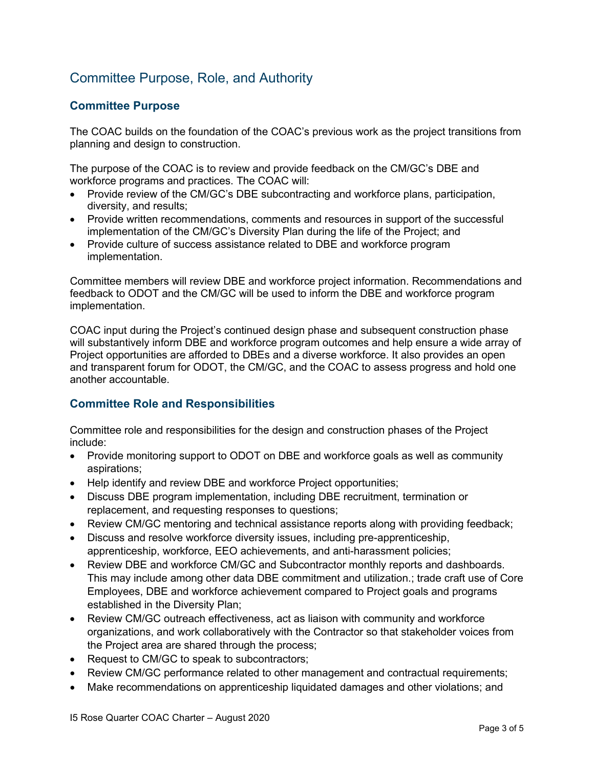## Committee Purpose, Role, and Authority

### Committee Purpose

The COAC builds on the foundation of the COAC's previous work as the project transitions from planning and design to construction.

The purpose of the COAC is to review and provide feedback on the CM/GC's DBE and workforce programs and practices. The COAC will:

- Provide review of the CM/GC's DBE subcontracting and workforce plans, participation, diversity, and results;
- Provide written recommendations, comments and resources in support of the successful implementation of the CM/GC's Diversity Plan during the life of the Project; and
- Provide culture of success assistance related to DBE and workforce program implementation.

Committee members will review DBE and workforce project information. Recommendations and feedback to ODOT and the CM/GC will be used to inform the DBE and workforce program implementation.

COAC input during the Project's continued design phase and subsequent construction phase will substantively inform DBE and workforce program outcomes and help ensure a wide array of Project opportunities are afforded to DBEs and a diverse workforce. It also provides an open and transparent forum for ODOT, the CM/GC, and the COAC to assess progress and hold one another accountable.

### Committee Role and Responsibilities

Committee role and responsibilities for the design and construction phases of the Project include:

- Provide monitoring support to ODOT on DBE and workforce goals as well as community aspirations;
- Help identify and review DBE and workforce Project opportunities;
- Discuss DBE program implementation, including DBE recruitment, termination or replacement, and requesting responses to questions;
- Review CM/GC mentoring and technical assistance reports along with providing feedback;
- Discuss and resolve workforce diversity issues, including pre-apprenticeship, apprenticeship, workforce, EEO achievements, and anti-harassment policies;
- Review DBE and workforce CM/GC and Subcontractor monthly reports and dashboards. This may include among other data DBE commitment and utilization.; trade craft use of Core Employees, DBE and workforce achievement compared to Project goals and programs established in the Diversity Plan;
- Review CM/GC outreach effectiveness, act as liaison with community and workforce organizations, and work collaboratively with the Contractor so that stakeholder voices from the Project area are shared through the process;
- Request to CM/GC to speak to subcontractors;
- Review CM/GC performance related to other management and contractual requirements;
- Make recommendations on apprenticeship liquidated damages and other violations; and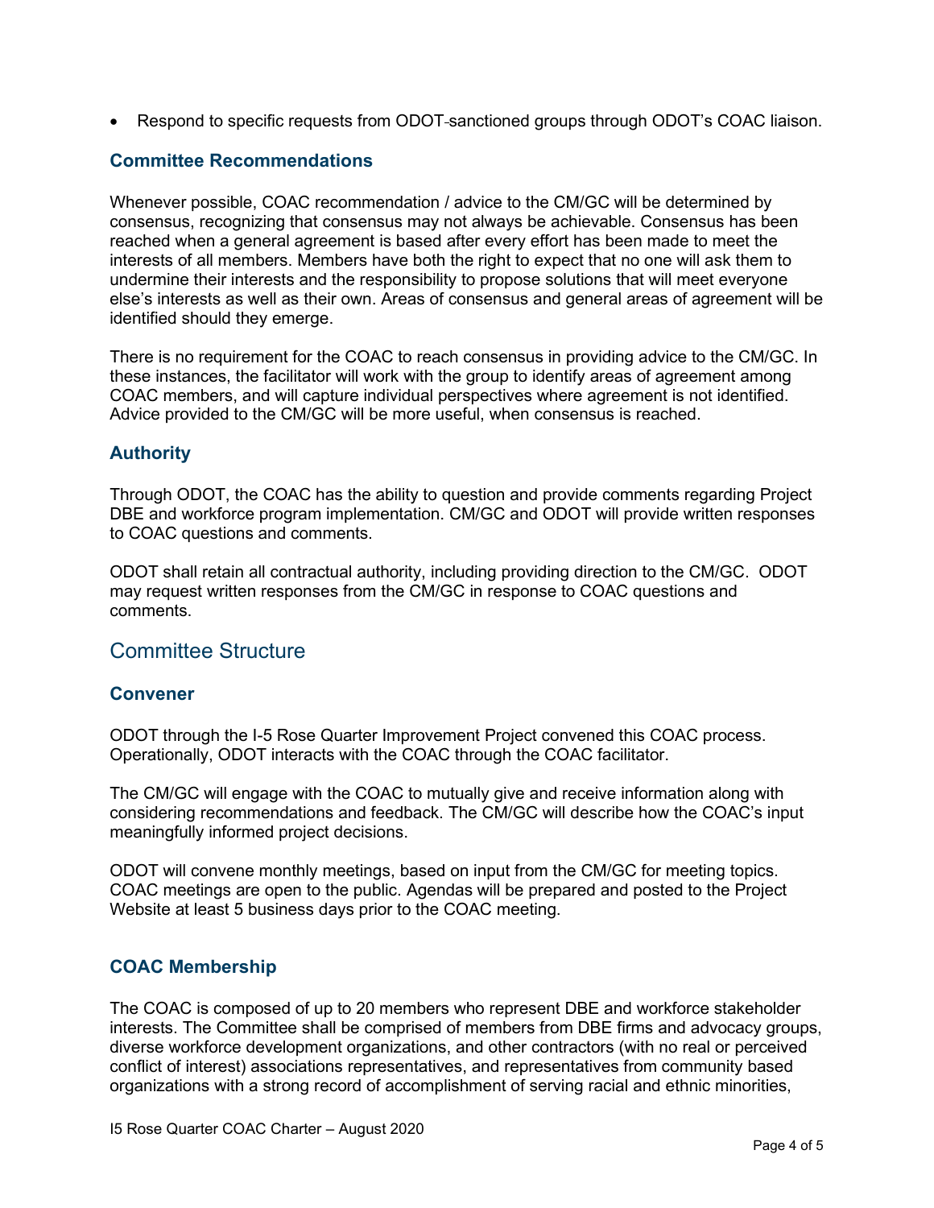- Respond to specific requests from ODOT-sanctioned groups through ODOT's COAC liaison.

### Committee Recommendations

Whenever possible, COAC recommendation / advice to the CM/GC will be determined by consensus, recognizing that consensus may not always be achievable. Consensus has been reached when a general agreement is based after every effort has been made to meet the interests of all members. Members have both the right to expect that no one will ask them to undermine their interests and the responsibility to propose solutions that will meet everyone else's interests as well as their own. Areas of consensus and general areas of agreement will be identified should they emerge.

There is no requirement for the COAC to reach consensus in providing advice to the CM/GC. In these instances, the facilitator will work with the group to identify areas of agreement among COAC members, and will capture individual perspectives where agreement is not identified. Advice provided to the CM/GC will be more useful, when consensus is reached.

### Authority

Through ODOT, the COAC has the ability to question and provide comments regarding Project DBE and workforce program implementation. CM/GC and ODOT will provide written responses to COAC questions and comments.

ODOT shall retain all contractual authority, including providing direction to the CM/GC. ODOT may request written responses from the CM/GC in response to COAC questions and comments.

## Committee Structure

### Convener

ODOT through the I-5 Rose Quarter Improvement Project convened this COAC process. Operationally, ODOT interacts with the COAC through the COAC facilitator.

The CM/GC will engage with the COAC to mutually give and receive information along with considering recommendations and feedback. The CM/GC will describe how the COAC's input meaningfully informed project decisions.

ODOT will convene monthly meetings, based on input from the CM/GC for meeting topics. COAC meetings are open to the public. Agendas will be prepared and posted to the Project Website at least 5 business days prior to the COAC meeting.

### COAC Membership

The COAC is composed of up to 20 members who represent DBE and workforce stakeholder interests. The Committee shall be comprised of members from DBE firms and advocacy groups, diverse workforce development organizations, and other contractors (with no real or perceived conflict of interest) associations representatives, and representatives from community based organizations with a strong record of accomplishment of serving racial and ethnic minorities,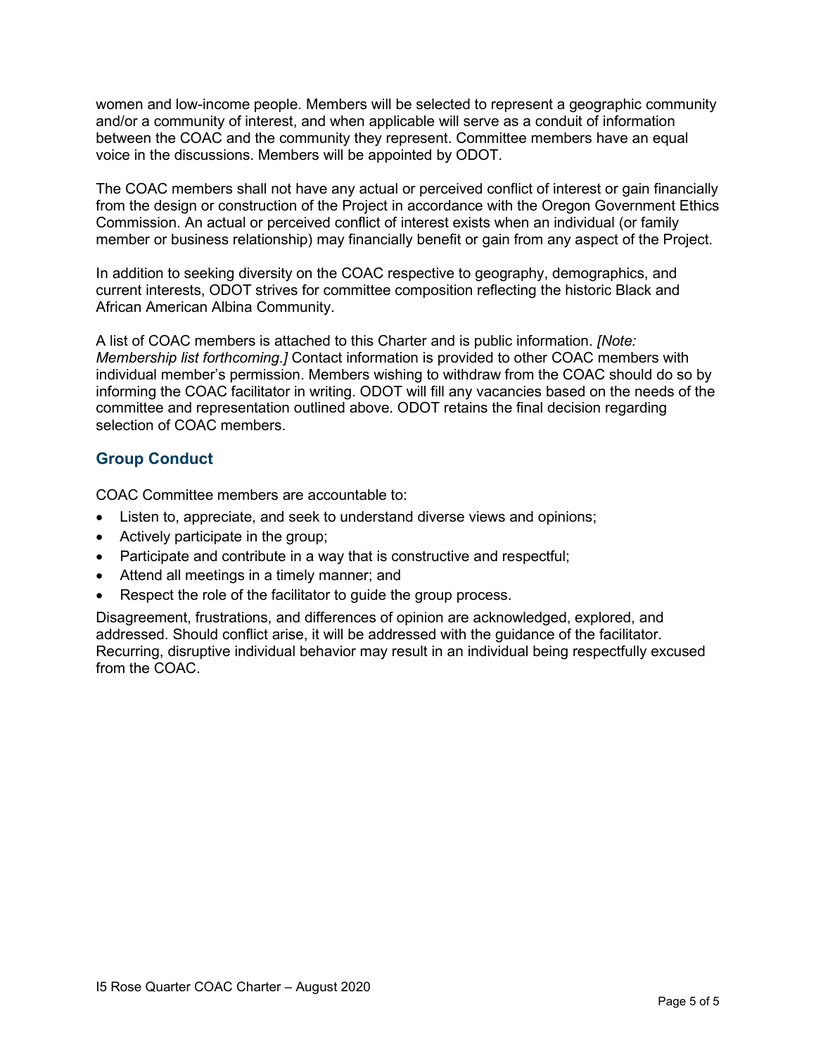women and low-income people. Members will be selected to represent a geographic community and/or a community of interest, and when applicable will serve as a conduit of information between the COAC and the community they represent. Committee members have an equal voice in the discussions. Members will be appointed by ODOT.

The COAC members shall not have any actual or perceived conflict of interest or gain financially from the design or construction of the Project in accordance with the Oregon Government Ethics Commission. An actual or perceived conflict of interest exists when an individual (or family member or business relationship) may financially benefit or gain from any aspect of the Project.

In addition to seeking diversity on the COAC respective to geography, demographics, and current interests, ODOT strives for committee composition reflecting the historic Black and African American Albina Community.

A list of COAC members is attached to this Charter and is public information. *[Note: Membership list forthcoming.]* Contact information is provided to other COAC members with individual member's permission. Members wishing to withdraw from the COAC should do so by informing the COAC facilitator in writing. ODOT will fill any vacancies based on the needs of the committee and representation outlined above. ODOT retains the final decision regarding selection of COAC members.

## Group Conduct

COAC Committee members are accountable to:

- Listen to, appreciate, and seek to understand diverse views and opinions;
- Actively participate in the group;
- Participate and contribute in a way that is constructive and respectful;
- Attend all meetings in a timely manner; and
- Respect the role of the facilitator to guide the group process.

Disagreement, frustrations, and differences of opinion are acknowledged, explored, and addressed. Should conflict arise, it will be addressed with the guidance of the facilitator. Recurring, disruptive individual behavior may result in an individual being respectfully excused from the COAC.